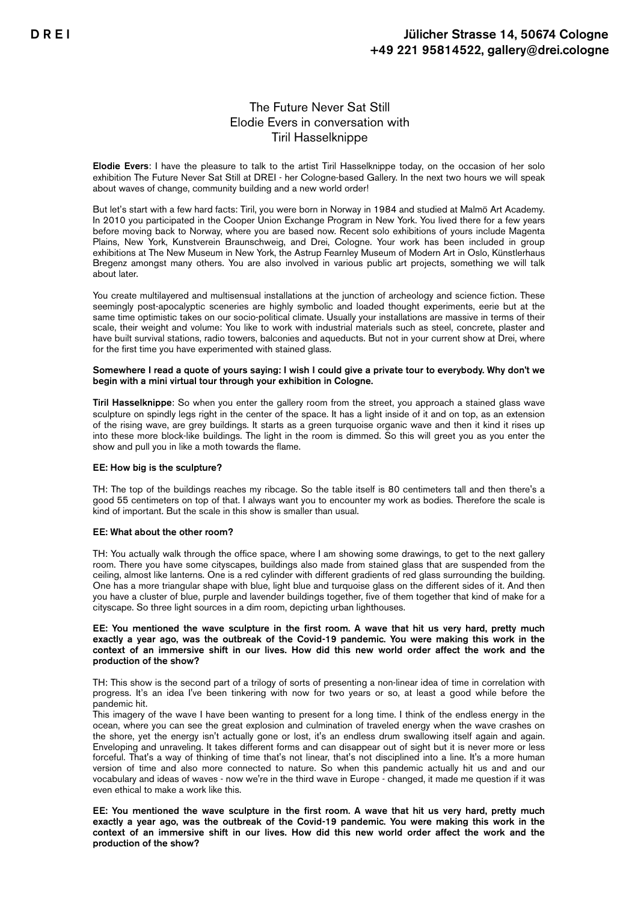# The Future Never Sat Still
## Elodie Evers in conversation with Tiril Hasselknippe

**Elodie Evers**: I have the pleasure to talk to the artist Tiril Hasselknippe today, on the occasion of her solo exhibition The Future Never Sat Still at DREI - her Cologne-based Gallery. In the next two hours we will speak about waves of change, community building and a new world order!

But let's start with a few hard facts: Tiril, you were born in Norway in 1984 and studied at Malmö Art Academy. In 2010 you participated in the Cooper Union Exchange Program in New York. You lived there for a few years before moving back to Norway, where you are based now. Recent solo exhibitions of yours include Magenta Plains, New York, Kunstverein Braunschweig, and Drei, Cologne. Your work has been included in group exhibitions at The New Museum in New York, the Astrup Fearnley Museum of Modern Art in Oslo, Künstlerhaus Bregenz amongst many others. You are also involved in various public art projects, something we will talk about later.

You create multilayered and multisensual installations at the junction of archeology and science fiction. These seemingly post-apocalyptic sceneries are highly symbolic and loaded thought experiments, eerie but at the same time optimistic takes on our socio-political climate. Usually your installations are massive in terms of their scale, their weight and volume: You like to work with industrial materials such as steel, concrete, plaster and have built survival stations, radio towers, balconies and aqueducts. But not in your current show at Drei, where for the first time you have experimented with stained glass.

**Somewhere I read a quote of yours saying: I wish I could give a private tour to everybody. Why don't we begin with a mini virtual tour through your exhibition in Cologne.**

**Tiril Hasselknippe**: So when you enter the gallery room from the street, you approach a stained glass wave sculpture on spindly legs right in the center of the space. It has a light inside of it and on top, as an extension of the rising wave, are grey buildings. It starts as a green turquoise organic wave and then it kind it rises up into these more block-like buildings. The light in the room is dimmed. So this will greet you as you enter the show and pull you in like a moth towards the flame.

**EE: How big is the sculpture?**

TH: The top of the buildings reaches my ribcage. So the table itself is 80 centimeters tall and then there's a good 55 centimeters on top of that. I always want you to encounter my work as bodies. Therefore the scale is kind of important. But the scale in this show is smaller than usual.

**EE: What about the other room?**

TH: You actually walk through the office space, where I am showing some drawings, to get to the next gallery room. There you have some cityscapes, buildings also made from stained glass that are suspended from the ceiling, almost like lanterns. One is a red cylinder with different gradients of red glass surrounding the building. One has a more triangular shape with blue, light blue and turquoise glass on the different sides of it. And then you have a cluster of blue, purple and lavender buildings together, five of them together that kind of make for a cityscape. So three light sources in a dim room, depicting urban lighthouses.

**EE: You mentioned the wave sculpture in the first room. A wave that hit us very hard, pretty much exactly a year ago, was the outbreak of the Covid-19 pandemic. You were making this work in the context of an immersive shift in our lives. How did this new world order affect the work and the production of the show?**

TH: This show is the second part of a trilogy of sorts of presenting a non-linear idea of time in correlation with progress. It's an idea I've been tinkering with now for two years or so, at least a good while before the pandemic hit.

This imagery of the wave I have been wanting to present for a long time. I think of the endless energy in the ocean, where you can see the great explosion and culmination of traveled energy when the wave crashes on the shore, yet the energy isn't actually gone or lost, it's an endless drum swallowing itself again and again. Enveloping and unraveling. It takes different forms and can disappear out of sight but it is never more or less forceful. That's a way of thinking of time that's not linear, that's not disciplined into a line. It's a more human version of time and also more connected to nature. So when this pandemic actually hit us and and our vocabulary and ideas of waves - now we're in the third wave in Europe - changed, it made me question if it was even ethical to make a work like this.

**EE: You mentioned the wave sculpture in the first room. A wave that hit us very hard, pretty much exactly a year ago, was the outbreak of the Covid-19 pandemic. You were making this work in the context of an immersive shift in our lives. How did this new world order affect the work and the production of the show?**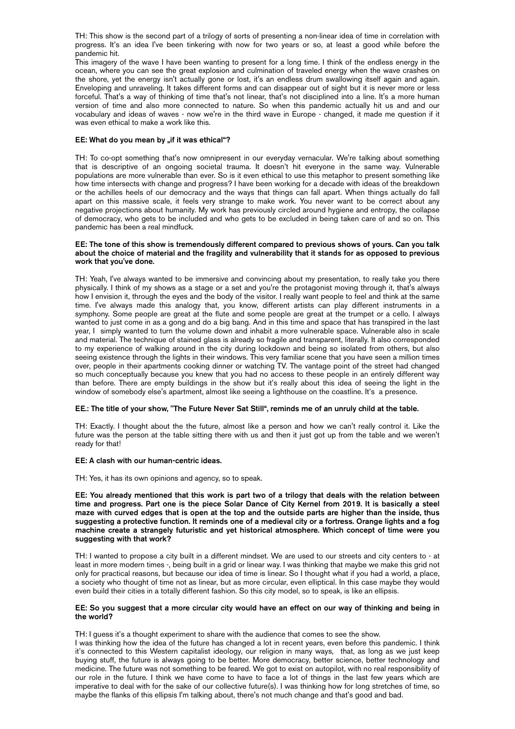TH: This show is the second part of a trilogy of sorts of presenting a non-linear idea of time in correlation with progress. It's an idea I've been tinkering with now for two years or so, at least a good while before the pandemic hit.

This imagery of the wave I have been wanting to present for a long time. I think of the endless energy in the ocean, where you can see the great explosion and culmination of traveled energy when the wave crashes on the shore, yet the energy isn't actually gone or lost, it's an endless drum swallowing itself again and again. Enveloping and unraveling. It takes different forms and can disappear out of sight but it is never more or less forceful. That's a way of thinking of time that's not linear, that's not disciplined into a line. It's a more human version of time and also more connected to nature. So when this pandemic actually hit us and and our vocabulary and ideas of waves - now we're in the third wave in Europe - changed, it made me question if it was even ethical to make a work like this.

**EE: What do you mean by „if it was ethical"?**

TH: To co-opt something that's now omnipresent in our everyday vernacular. We're talking about something that is descriptive of an ongoing societal trauma. It doesn't hit everyone in the same way. Vulnerable populations are more vulnerable than ever. So is it even ethical to use this metaphor to present something like how time intersects with change and progress? I have been working for a decade with ideas of the breakdown or the achilles heels of our democracy and the ways that things can fall apart. When things actually do fall apart on this massive scale, it feels very strange to make work. You never want to be correct about any negative projections about humanity. My work has previously circled around hygiene and entropy, the collapse of democracy, who gets to be included and who gets to be excluded in being taken care of and so on. This pandemic has been a real mindfuck.

**EE: The tone of this show is tremendously different compared to previous shows of yours. Can you talk about the choice of material and the fragility and vulnerability that it stands for as opposed to previous work that you've done.**

TH: Yeah, I've always wanted to be immersive and convincing about my presentation, to really take you there physically. I think of my shows as a stage or a set and you're the protagonist moving through it, that's always how I envision it, through the eyes and the body of the visitor. I really want people to feel and think at the same time. I've always made this analogy that, you know, different artists can play different instruments in a symphony. Some people are great at the flute and some people are great at the trumpet or a cello. I always wanted to just come in as a gong and do a big bang. And in this time and space that has transpired in the last year, I simply wanted to turn the volume down and inhabit a more vulnerable space. Vulnerable also in scale and material. The technique of stained glass is already so fragile and transparent, literally. It also corresponded to my experience of walking around in the city during lockdown and being so isolated from others, but also seeing existence through the lights in their windows. This very familiar scene that you have seen a million times over, people in their apartments cooking dinner or watching TV. The vantage point of the street had changed so much conceptually because you knew that you had no access to these people in an entirely different way than before. There are empty buildings in the show but it's really about this idea of seeing the light in the window of somebody else's apartment, almost like seeing a lighthouse on the coastline. It's a presence.

**EE.: The title of your show, "The Future Never Sat Still", reminds me of an unruly child at the table.**

TH: Exactly. I thought about the the future, almost like a person and how we can't really control it. Like the future was the person at the table sitting there with us and then it just got up from the table and we weren't ready for that!

**EE: A clash with our human-centric ideas.**

TH: Yes, it has its own opinions and agency, so to speak.

**EE: You already mentioned that this work is part two of a trilogy that deals with the relation between time and progress. Part one is the piece Solar Dance of City Kernel from 2019. It is basically a steel maze with curved edges that is open at the top and the outside parts are higher than the inside, thus suggesting a protective function. It reminds one of a medieval city or a fortress. Orange lights and a fog machine create a strangely futuristic and yet historical atmosphere. Which concept of time were you suggesting with that work?**

TH: I wanted to propose a city built in a different mindset. We are used to our streets and city centers to - at least in more modern times -, being built in a grid or linear way. I was thinking that maybe we make this grid not only for practical reasons, but because our idea of time is linear. So I thought what if you had a world, a place, a society who thought of time not as linear, but as more circular, even elliptical. In this case maybe they would even build their cities in a totally different fashion. So this city model, so to speak, is like an ellipsis.

**EE: So you suggest that a more circular city would have an effect on our way of thinking and being in the world?**

TH: I guess it's a thought experiment to share with the audience that comes to see the show.

I was thinking how the idea of the future has changed a lot in recent years, even before this pandemic. I think it's connected to this Western capitalist ideology, our religion in many ways, that, as long as we just keep buying stuff, the future is always going to be better. More democracy, better science, better technology and medicine. The future was not something to be feared. We got to exist on autopilot, with no real responsibility of our role in the future. I think we have come to have to face a lot of things in the last few years which are imperative to deal with for the sake of our collective future(s). I was thinking how for long stretches of time, so maybe the flanks of this ellipsis I'm talking about, there's not much change and that's good and bad.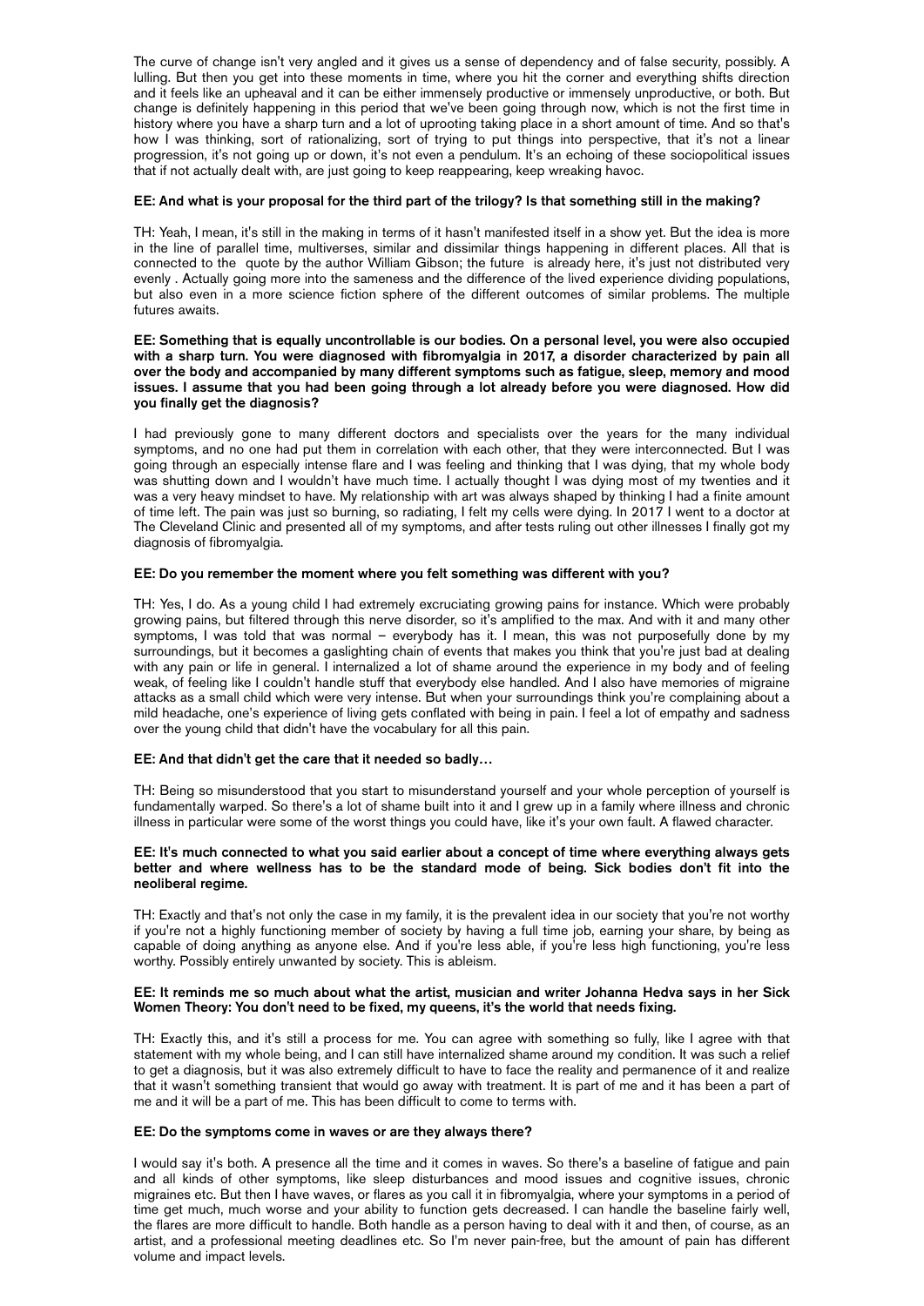The curve of change isn't very angled and it gives us a sense of dependency and of false security, possibly. A lulling. But then you get into these moments in time, where you hit the corner and everything shifts direction and it feels like an upheaval and it can be either immensely productive or immensely unproductive, or both. But change is definitely happening in this period that we've been going through now, which is not the first time in history where you have a sharp turn and a lot of uprooting taking place in a short amount of time. And so that's how I was thinking, sort of rationalizing, sort of trying to put things into perspective, that it's not a linear progression, it's not going up or down, it's not even a pendulum. It's an echoing of these sociopolitical issues that if not actually dealt with, are just going to keep reappearing, keep wreaking havoc.

**EE: And what is your proposal for the third part of the trilogy? Is that something still in the making?**

TH: Yeah, I mean, it's still in the making in terms of it hasn't manifested itself in a show yet. But the idea is more in the line of parallel time, multiverses, similar and dissimilar things happening in different places. All that is connected to the quote by the author William Gibson; the future is already here, it's just not distributed very evenly . Actually going more into the sameness and the difference of the lived experience dividing populations, but also even in a more science fiction sphere of the different outcomes of similar problems. The multiple futures awaits.

**EE: Something that is equally uncontrollable is our bodies. On a personal level, you were also occupied with a sharp turn. You were diagnosed with fibromyalgia in 2017, a disorder characterized by pain all over the body and accompanied by many different symptoms such as fatigue, sleep, memory and mood issues. I assume that you had been going through a lot already before you were diagnosed. How did you finally get the diagnosis?**

I had previously gone to many different doctors and specialists over the years for the many individual symptoms, and no one had put them in correlation with each other, that they were interconnected. But I was going through an especially intense flare and I was feeling and thinking that I was dying, that my whole body was shutting down and I wouldn't have much time. I actually thought I was dying most of my twenties and it was a very heavy mindset to have. My relationship with art was always shaped by thinking I had a finite amount of time left. The pain was just so burning, so radiating, I felt my cells were dying. In 2017 I went to a doctor at The Cleveland Clinic and presented all of my symptoms, and after tests ruling out other illnesses I finally got my diagnosis of fibromyalgia.

**EE: Do you remember the moment where you felt something was different with you?**

TH: Yes, I do. As a young child I had extremely excruciating growing pains for instance. Which were probably growing pains, but filtered through this nerve disorder, so it's amplified to the max. And with it and many other symptoms, I was told that was normal – everybody has it. I mean, this was not purposefully done by my surroundings, but it becomes a gaslighting chain of events that makes you think that you're just bad at dealing with any pain or life in general. I internalized a lot of shame around the experience in my body and of feeling weak, of feeling like I couldn't handle stuff that everybody else handled. And I also have memories of migraine attacks as a small child which were very intense. But when your surroundings think you're complaining about a mild headache, one's experience of living gets conflated with being in pain. I feel a lot of empathy and sadness over the young child that didn't have the vocabulary for all this pain.

**EE: And that didn't get the care that it needed so badly…**

TH: Being so misunderstood that you start to misunderstand yourself and your whole perception of yourself is fundamentally warped. So there's a lot of shame built into it and I grew up in a family where illness and chronic illness in particular were some of the worst things you could have, like it's your own fault. A flawed character.

**EE: It's much connected to what you said earlier about a concept of time where everything always gets better and where wellness has to be the standard mode of being. Sick bodies don't fit into the neoliberal regime.**

TH: Exactly and that's not only the case in my family, it is the prevalent idea in our society that you're not worthy if you're not a highly functioning member of society by having a full time job, earning your share, by being as capable of doing anything as anyone else. And if you're less able, if you're less high functioning, you're less worthy. Possibly entirely unwanted by society. This is ableism.

**EE: It reminds me so much about what the artist, musician and writer Johanna Hedva says in her Sick Women Theory: You don't need to be fixed, my queens, it's the world that needs fixing.**

TH: Exactly this, and it's still a process for me. You can agree with something so fully, like I agree with that statement with my whole being, and I can still have internalized shame around my condition. It was such a relief to get a diagnosis, but it was also extremely difficult to have to face the reality and permanence of it and realize that it wasn't something transient that would go away with treatment. It is part of me and it has been a part of me and it will be a part of me. This has been difficult to come to terms with.

**EE: Do the symptoms come in waves or are they always there?**

I would say it's both. A presence all the time and it comes in waves. So there's a baseline of fatigue and pain and all kinds of other symptoms, like sleep disturbances and mood issues and cognitive issues, chronic migraines etc. But then I have waves, or flares as you call it in fibromyalgia, where your symptoms in a period of time get much, much worse and your ability to function gets decreased. I can handle the baseline fairly well, the flares are more difficult to handle. Both handle as a person having to deal with it and then, of course, as an artist, and a professional meeting deadlines etc. So I'm never pain-free, but the amount of pain has different volume and impact levels.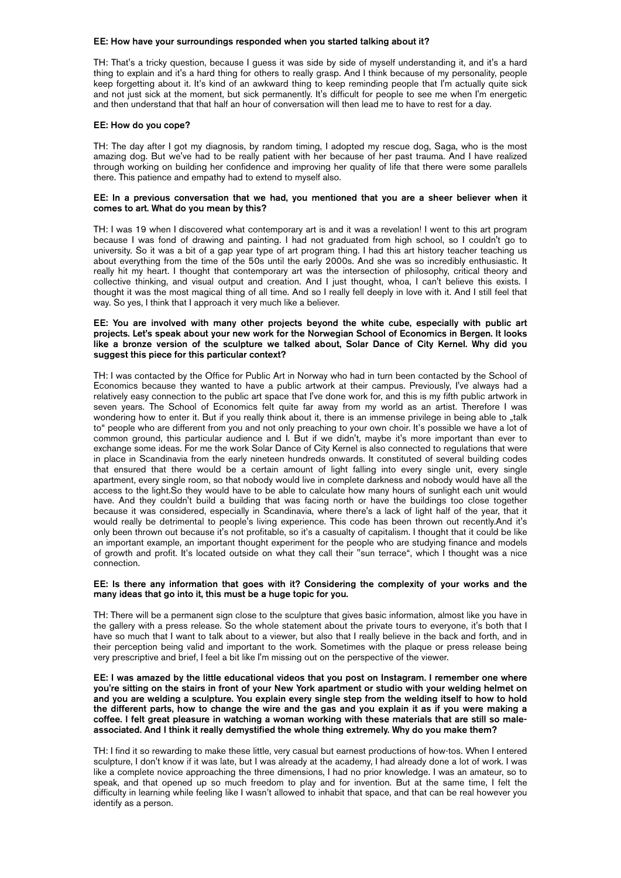**EE: How have your surroundings responded when you started talking about it?**

TH: That's a tricky question, because I guess it was side by side of myself understanding it, and it's a hard thing to explain and it's a hard thing for others to really grasp. And I think because of my personality, people keep forgetting about it. It's kind of an awkward thing to keep reminding people that I'm actually quite sick and not just sick at the moment, but sick permanently. It's difficult for people to see me when I'm energetic and then understand that that half an hour of conversation will then lead me to have to rest for a day.

**EE: How do you cope?**

TH: The day after I got my diagnosis, by random timing, I adopted my rescue dog, Saga, who is the most amazing dog. But we've had to be really patient with her because of her past trauma. And I have realized through working on building her confidence and improving her quality of life that there were some parallels there. This patience and empathy had to extend to myself also.

**EE: In a previous conversation that we had, you mentioned that you are a sheer believer when it comes to art. What do you mean by this?**

TH: I was 19 when I discovered what contemporary art is and it was a revelation! I went to this art program because I was fond of drawing and painting. I had not graduated from high school, so I couldn't go to university. So it was a bit of a gap year type of art program thing. I had this art history teacher teaching us about everything from the time of the 50s until the early 2000s. And she was so incredibly enthusiastic. It really hit my heart. I thought that contemporary art was the intersection of philosophy, critical theory and collective thinking, and visual output and creation. And I just thought, whoa, I can't believe this exists. I thought it was the most magical thing of all time. And so I really fell deeply in love with it. And I still feel that way. So yes, I think that I approach it very much like a believer.

**EE: You are involved with many other projects beyond the white cube, especially with public art projects. Let's speak about your new work for the Norwegian School of Economics in Bergen. It looks like a bronze version of the sculpture we talked about, Solar Dance of City Kernel. Why did you suggest this piece for this particular context?**

TH: I was contacted by the Office for Public Art in Norway who had in turn been contacted by the School of Economics because they wanted to have a public artwork at their campus. Previously, I've always had a relatively easy connection to the public art space that I've done work for, and this is my fifth public artwork in seven years. The School of Economics felt quite far away from my world as an artist. Therefore I was wondering how to enter it. But if you really think about it, there is an immense privilege in being able to „talk to“ people who are different from you and not only preaching to your own choir. It's possible we have a lot of common ground, this particular audience and I. But if we didn't, maybe it's more important than ever to exchange some ideas. For me the work Solar Dance of City Kernel is also connected to regulations that were in place in Scandinavia from the early nineteen hundreds onwards. It constituted of several building codes that ensured that there would be a certain amount of light falling into every single unit, every single apartment, every single room, so that nobody would live in complete darkness and nobody would have all the access to the light.So they would have to be able to calculate how many hours of sunlight each unit would have. And they couldn't build a building that was facing north or have the buildings too close together because it was considered, especially in Scandinavia, where there's a lack of light half of the year, that it would really be detrimental to people's living experience. This code has been thrown out recently.And it's only been thrown out because it's not profitable, so it's a casualty of capitalism. I thought that it could be like an important example, an important thought experiment for the people who are studying finance and models of growth and profit. It's located outside on what they call their "sun terrace", which I thought was a nice connection.

**EE: Is there any information that goes with it? Considering the complexity of your works and the many ideas that go into it, this must be a huge topic for you.**

TH: There will be a permanent sign close to the sculpture that gives basic information, almost like you have in the gallery with a press release. So the whole statement about the private tours to everyone, it's both that I have so much that I want to talk about to a viewer, but also that I really believe in the back and forth, and in their perception being valid and important to the work. Sometimes with the plaque or press release being very prescriptive and brief, I feel a bit like I'm missing out on the perspective of the viewer.

**EE: I was amazed by the little educational videos that you post on Instagram. I remember one where you're sitting on the stairs in front of your New York apartment or studio with your welding helmet on and you are welding a sculpture. You explain every single step from the welding itself to how to hold the different parts, how to change the wire and the gas and you explain it as if you were making a coffee. I felt great pleasure in watching a woman working with these materials that are still so male-associated. And I think it really demystified the whole thing extremely. Why do you make them?**

TH: I find it so rewarding to make these little, very casual but earnest productions of how-tos. When I entered sculpture, I don't know if it was late, but I was already at the academy, I had already done a lot of work. I was like a complete novice approaching the three dimensions, I had no prior knowledge. I was an amateur, so to speak, and that opened up so much freedom to play and for invention. But at the same time, I felt the difficulty in learning while feeling like I wasn't allowed to inhabit that space, and that can be real however you identify as a person.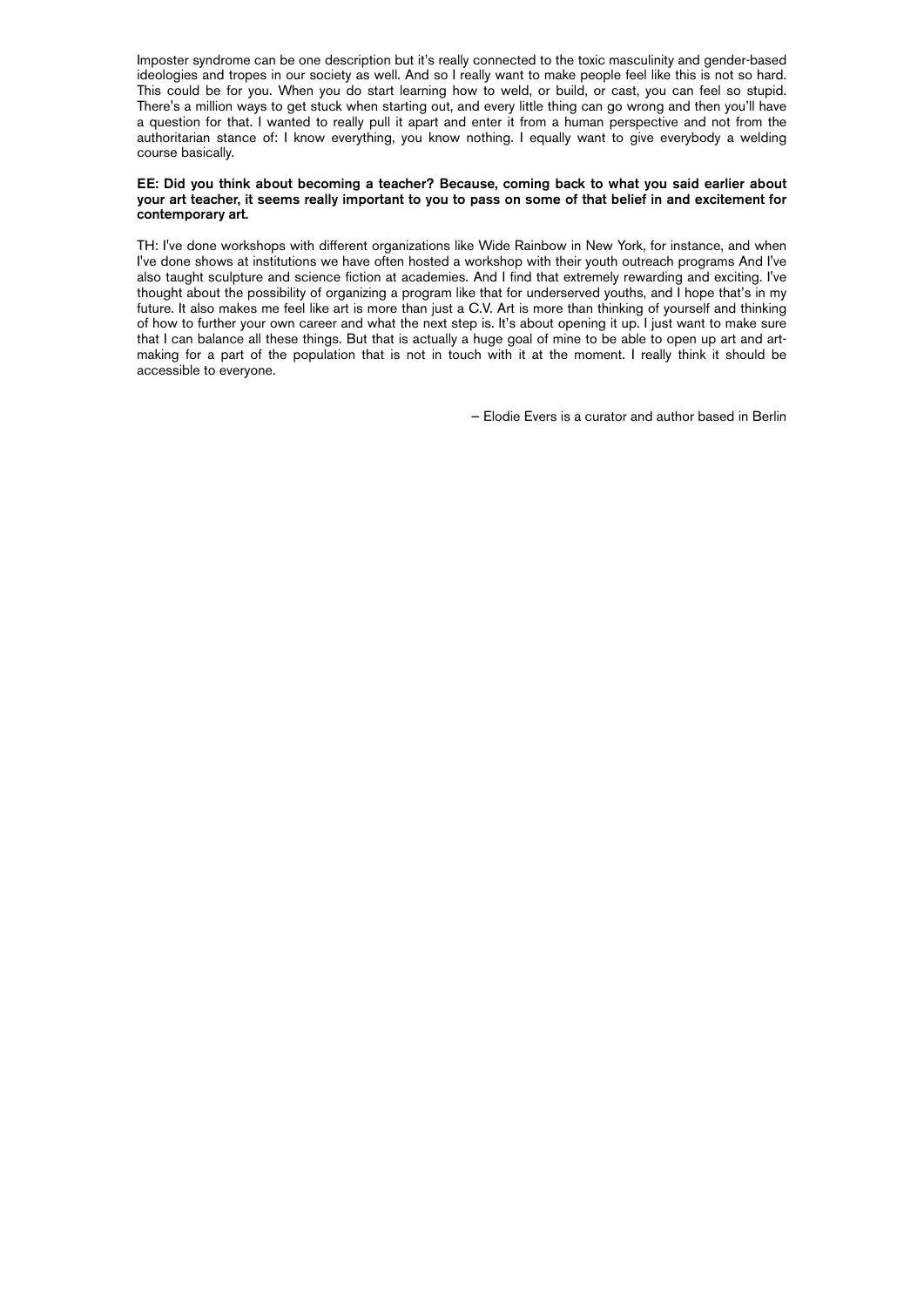Imposter syndrome can be one description but it's really connected to the toxic masculinity and gender-based ideologies and tropes in our society as well. And so I really want to make people feel like this is not so hard. This could be for you. When you do start learning how to weld, or build, or cast, you can feel so stupid. There's a million ways to get stuck when starting out, and every little thing can go wrong and then you'll have a question for that. I wanted to really pull it apart and enter it from a human perspective and not from the authoritarian stance of: I know everything, you know nothing. I equally want to give everybody a welding course basically.

**EE: Did you think about becoming a teacher? Because, coming back to what you said earlier about your art teacher, it seems really important to you to pass on some of that belief in and excitement for contemporary art.**

TH: I've done workshops with different organizations like Wide Rainbow in New York, for instance, and when I've done shows at institutions we have often hosted a workshop with their youth outreach programs And I've also taught sculpture and science fiction at academies. And I find that extremely rewarding and exciting. I've thought about the possibility of organizing a program like that for underserved youths, and I hope that's in my future. It also makes me feel like art is more than just a C.V. Art is more than thinking of yourself and thinking of how to further your own career and what the next step is. It's about opening it up. I just want to make sure that I can balance all these things. But that is actually a huge goal of mine to be able to open up art and art-making for a part of the population that is not in touch with it at the moment. I really think it should be accessible to everyone.

– Elodie Evers is a curator and author based in Berlin